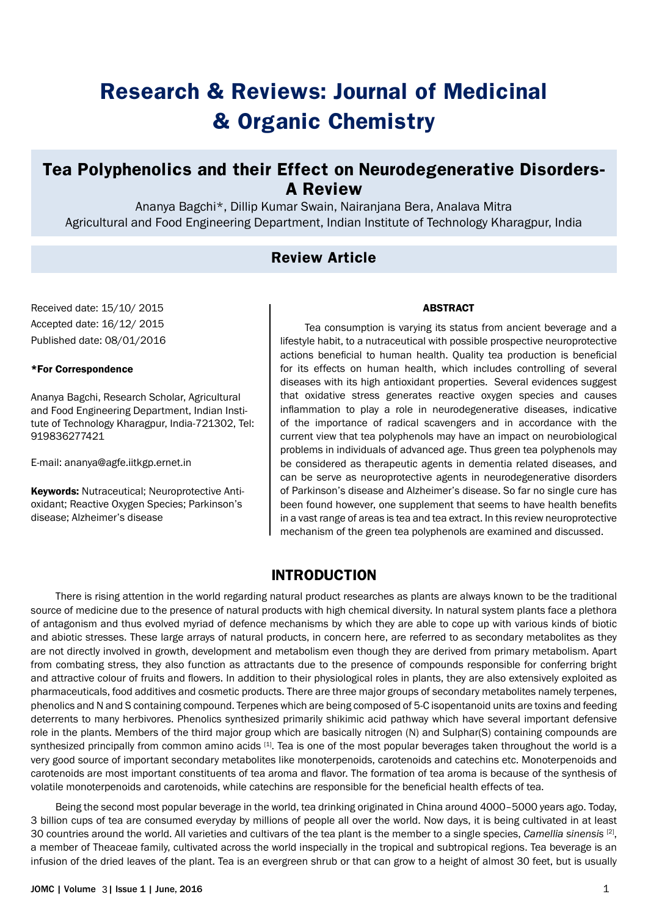# Research & Reviews: Journal of Medicinal & Organic Chemistry

## Tea Polyphenolics and their Effect on Neurodegenerative Disorders-A Review

Ananya Bagchi*, Dillip Kumar Swain, Nairanjana Bera, Analava Mitra

Agricultural and Food Engineering Department, Indian Institute of Technology Kharagpur, India

### Review Article

Received date: 15/10/ 2015

Accepted date: 16/12/ 2015

Published date: 08/01/2016

**\*For Correspondence**

Ananya Bagchi, Research Scholar, Agricultural and Food Engineering Department, Indian Institute of Technology Kharagpur, India-721302, Tel: 919836277421

E-mail: ananya@agfe.iitkgp.ernet.in

**Keywords:** Nutraceutical; Neuroprotective Antioxidant; Reactive Oxygen Species; Parkinson's disease; Alzheimer's disease

**ABSTRACT**

Tea consumption is varying its status from ancient beverage and a lifestyle habit, to a nutraceutical with possible prospective neuroprotective actions beneficial to human health. Quality tea production is beneficial for its effects on human health, which includes controlling of several diseases with its high antioxidant properties. Several evidences suggest that oxidative stress generates reactive oxygen species and causes inflammation to play a role in neurodegenerative diseases, indicative of the importance of radical scavengers and in accordance with the current view that tea polyphenols may have an impact on neurobiological problems in individuals of advanced age. Thus green tea polyphenols may be considered as therapeutic agents in dementia related diseases, and can be serve as neuroprotective agents in neurodegenerative disorders of Parkinson's disease and Alzheimer's disease. So far no single cure has been found however, one supplement that seems to have health benefits in a vast range of areas is tea and tea extract. In this review neuroprotective mechanism of the green tea polyphenols are examined and discussed.

## INTRODUCTION

There is rising attention in the world regarding natural product researches as plants are always known to be the traditional source of medicine due to the presence of natural products with high chemical diversity. In natural system plants face a plethora of antagonism and thus evolved myriad of defence mechanisms by which they are able to cope up with various kinds of biotic and abiotic stresses. These large arrays of natural products, in concern here, are referred to as secondary metabolites as they are not directly involved in growth, development and metabolism even though they are derived from primary metabolism. Apart from combating stress, they also function as attractants due to the presence of compounds responsible for conferring bright and attractive colour of fruits and flowers. In addition to their physiological roles in plants, they are also extensively exploited as pharmaceuticals, food additives and cosmetic products. There are three major groups of secondary metabolites namely terpenes, phenolics and N and S containing compound. Terpenes which are being composed of 5-C isopentanoid units are toxins and feeding deterrents to many herbivores. Phenolics synthesized primarily shikimic acid pathway which have several important defensive role in the plants. Members of the third major group which are basically nitrogen (N) and Sulphar(S) containing compounds are synthesized principally from common amino acids [1]. Tea is one of the most popular beverages taken throughout the world is a very good source of important secondary metabolites like monoterpenoids, carotenoids and catechins etc. Monoterpenoids and carotenoids are most important constituents of tea aroma and flavor. The formation of tea aroma is because of the synthesis of volatile monoterpenoids and carotenoids, while catechins are responsible for the beneficial health effects of tea.

Being the second most popular beverage in the world, tea drinking originated in China around 4000–5000 years ago. Today, 3 billion cups of tea are consumed everyday by millions of people all over the world. Now days, it is being cultivated in at least 30 countries around the world. All varieties and cultivars of the tea plant is the member to a single species, *Camellia sinensis* [2], a member of Theaceae family, cultivated across the world inspecially in the tropical and subtropical regions. Tea beverage is an infusion of the dried leaves of the plant. Tea is an evergreen shrub or that can grow to a height of almost 30 feet, but is usually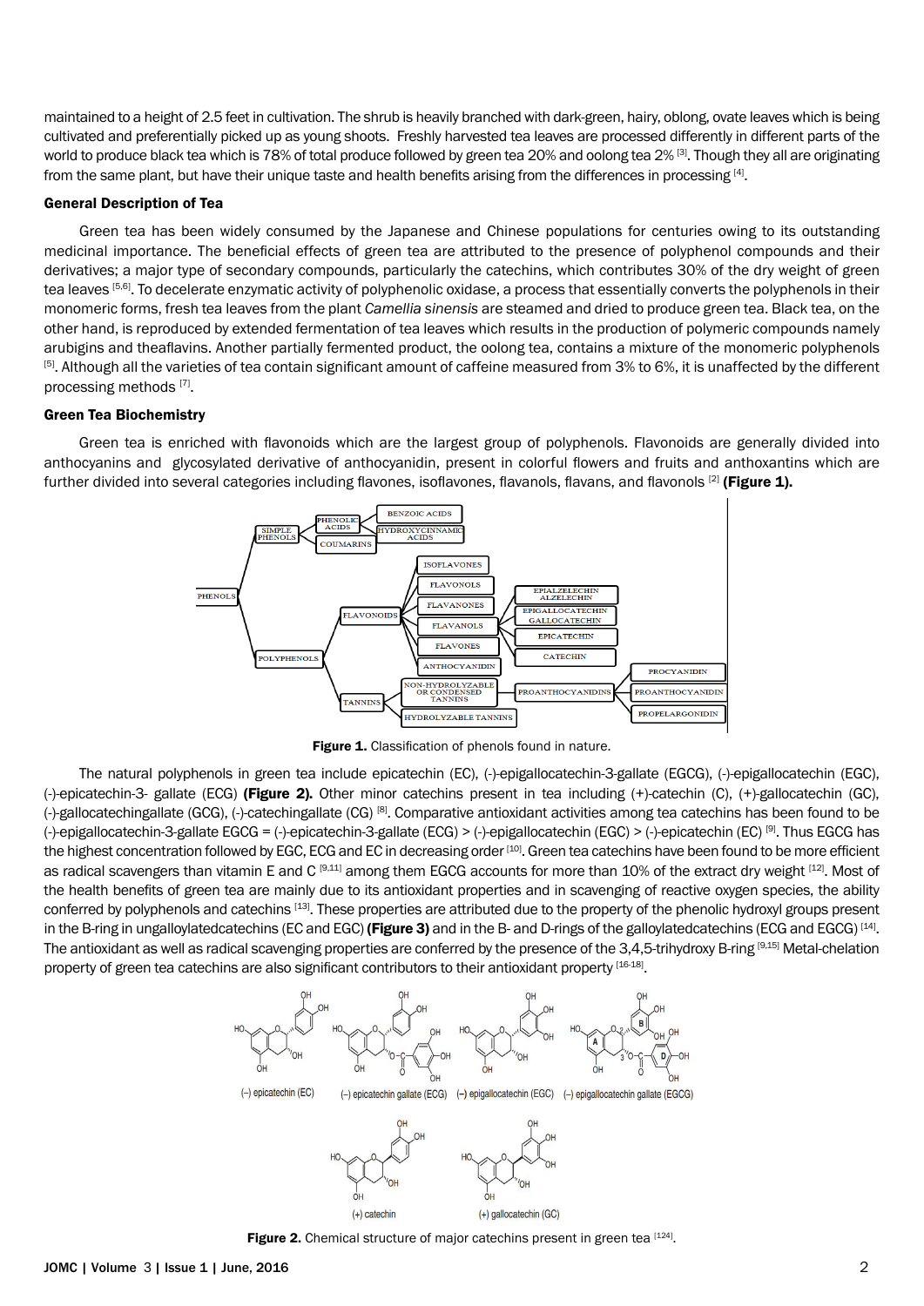maintained to a height of 2.5 feet in cultivation. The shrub is heavily branched with dark-green, hairy, oblong, ovate leaves which is being cultivated and preferentially picked up as young shoots. Freshly harvested tea leaves are processed differently in different parts of the world to produce black tea which is 78% of total produce followed by green tea 20% and oolong tea 2% [3]. Though they all are originating from the same plant, but have their unique taste and health benefits arising from the differences in processing [4].

### General Description of Tea

Green tea has been widely consumed by the Japanese and Chinese populations for centuries owing to its outstanding medicinal importance. The beneficial effects of green tea are attributed to the presence of polyphenol compounds and their derivatives; a major type of secondary compounds, particularly the catechins, which contributes 30% of the dry weight of green tea leaves [5,6]. To decelerate enzymatic activity of polyphenolic oxidase, a process that essentially converts the polyphenols in their monomeric forms, fresh tea leaves from the plant *Camellia sinensis* are steamed and dried to produce green tea. Black tea, on the other hand, is reproduced by extended fermentation of tea leaves which results in the production of polymeric compounds namely arubigins and theaflavins. Another partially fermented product, the oolong tea, contains a mixture of the monomeric polyphenols [5]. Although all the varieties of tea contain significant amount of caffeine measured from 3% to 6%, it is unaffected by the different processing methods [7].

### Green Tea Biochemistry

Green tea is enriched with flavonoids which are the largest group of polyphenols. Flavonoids are generally divided into anthocyanins and glycosylated derivative of anthocyanidin, present in colorful flowers and fruits and anthoxantins which are further divided into several categories including flavones, isoflavones, flavanols, flavans, and flavonols [2] **(Figure 1).**

**Figure 1.** Classification of phenols found in nature.

The natural polyphenols in green tea include epicatechin (EC), (-)-epigallocatechin-3-gallate (EGCG), (-)-epigallocatechin (EGC), (-)-epicatechin-3- gallate (ECG) **(Figure 2).** Other minor catechins present in tea including (+)-catechin (C), (+)-gallocatechin (GC), (-)-gallocatechingallate (GCG), (-)-catechingallate (CG) [8]. Comparative antioxidant activities among tea catechins has been found to be (-)-epigallocatechin-3-gallate EGCG = (-)-epicatechin-3-gallate (ECG) > (-)-epigallocatechin (EGC) > (-)-epicatechin (EC) [9]. Thus EGCG has the highest concentration followed by EGC, ECG and EC in decreasing order [10]. Green tea catechins have been found to be more efficient as radical scavengers than vitamin E and C [9,11] among them EGCG accounts for more than 10% of the extract dry weight [12]. Most of the health benefits of green tea are mainly due to its antioxidant properties and in scavenging of reactive oxygen species, the ability conferred by polyphenols and catechins [13]. These properties are attributed due to the property of the phenolic hydroxyl groups present in the B-ring in ungalloylatedcatechins (EC and EGC) **(Figure 3)** and in the B- and D-rings of the galloylatedcatechins (ECG and EGCG) [14]. The antioxidant as well as radical scavenging properties are conferred by the presence of the 3,4,5-trihydroxy B-ring [9,15] Metal-chelation property of green tea catechins are also significant contributors to their antioxidant property [16-18].

**Figure 2.** Chemical structure of major catechins present in green tea [124].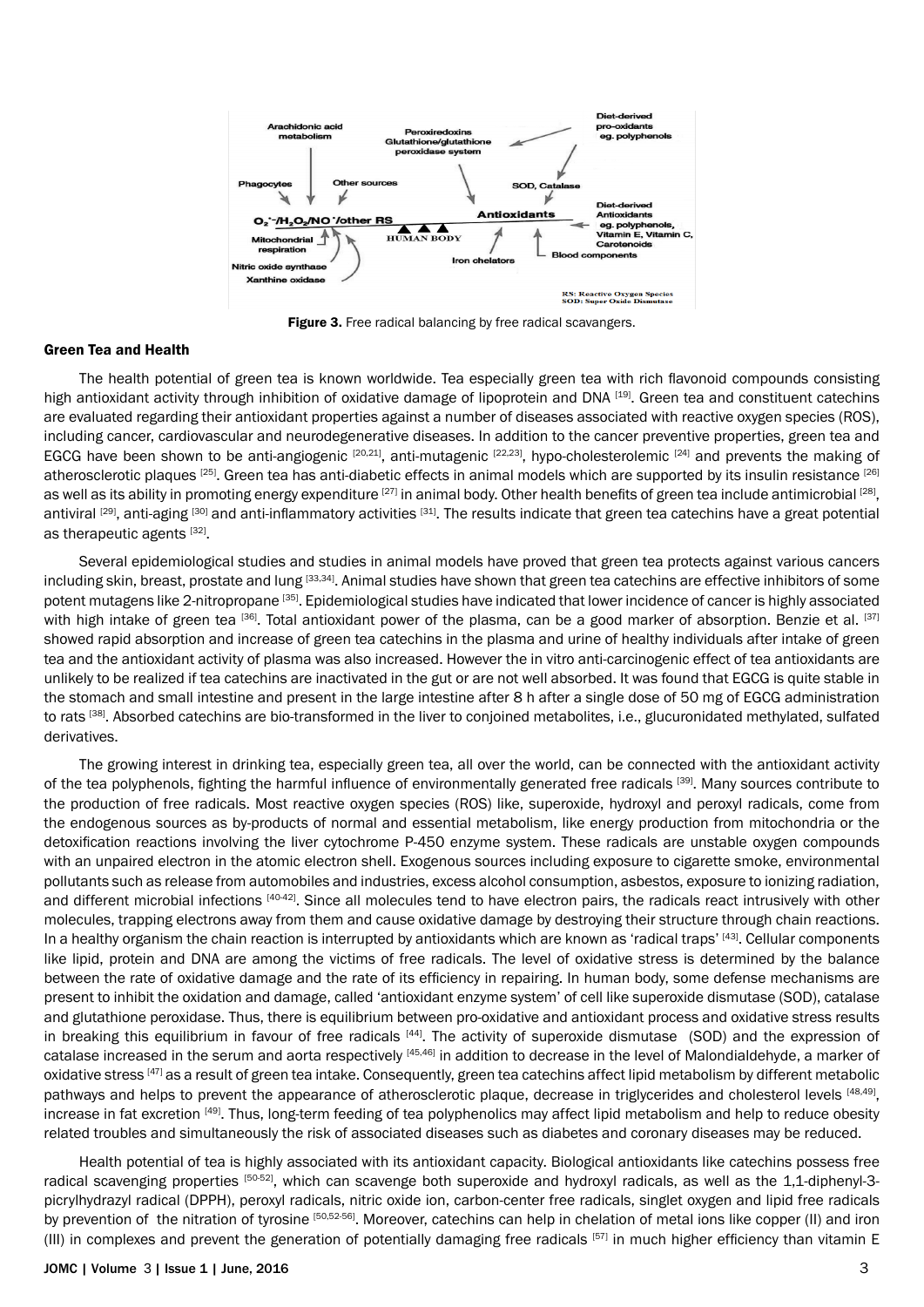Figure 3. Free radical balancing by free radical scavangers.

## Green Tea and Health

The health potential of green tea is known worldwide. Tea especially green tea with rich flavonoid compounds consisting high antioxidant activity through inhibition of oxidative damage of lipoprotein and DNA [19]. Green tea and constituent catechins are evaluated regarding their antioxidant properties against a number of diseases associated with reactive oxygen species (ROS), including cancer, cardiovascular and neurodegenerative diseases. In addition to the cancer preventive properties, green tea and EGCG have been shown to be anti-angiogenic [20,21], anti-mutagenic [22,23], hypo-cholesterolemic [24] and prevents the making of atherosclerotic plaques [25]. Green tea has anti-diabetic effects in animal models which are supported by its insulin resistance [26] as well as its ability in promoting energy expenditure [27] in animal body. Other health benefits of green tea include antimicrobial [28], antiviral [29], anti-aging [30] and anti-inflammatory activities [31]. The results indicate that green tea catechins have a great potential as therapeutic agents [32].

Several epidemiological studies and studies in animal models have proved that green tea protects against various cancers including skin, breast, prostate and lung [33,34]. Animal studies have shown that green tea catechins are effective inhibitors of some potent mutagens like 2-nitropropane [35]. Epidemiological studies have indicated that lower incidence of cancer is highly associated with high intake of green tea [36]. Total antioxidant power of the plasma, can be a good marker of absorption. Benzie et al. [37] showed rapid absorption and increase of green tea catechins in the plasma and urine of healthy individuals after intake of green tea and the antioxidant activity of plasma was also increased. However the in vitro anti-carcinogenic effect of tea antioxidants are unlikely to be realized if tea catechins are inactivated in the gut or are not well absorbed. It was found that EGCG is quite stable in the stomach and small intestine and present in the large intestine after 8 h after a single dose of 50 mg of EGCG administration to rats [38]. Absorbed catechins are bio-transformed in the liver to conjoined metabolites, i.e., glucuronidated methylated, sulfated derivatives.

The growing interest in drinking tea, especially green tea, all over the world, can be connected with the antioxidant activity of the tea polyphenols, fighting the harmful influence of environmentally generated free radicals [39]. Many sources contribute to the production of free radicals. Most reactive oxygen species (ROS) like, superoxide, hydroxyl and peroxyl radicals, come from the endogenous sources as by-products of normal and essential metabolism, like energy production from mitochondria or the detoxification reactions involving the liver cytochrome P-450 enzyme system. These radicals are unstable oxygen compounds with an unpaired electron in the atomic electron shell. Exogenous sources including exposure to cigarette smoke, environmental pollutants such as release from automobiles and industries, excess alcohol consumption, asbestos, exposure to ionizing radiation, and different microbial infections [40-42]. Since all molecules tend to have electron pairs, the radicals react intrusively with other molecules, trapping electrons away from them and cause oxidative damage by destroying their structure through chain reactions. In a healthy organism the chain reaction is interrupted by antioxidants which are known as 'radical traps' [43]. Cellular components like lipid, protein and DNA are among the victims of free radicals. The level of oxidative stress is determined by the balance between the rate of oxidative damage and the rate of its efficiency in repairing. In human body, some defense mechanisms are present to inhibit the oxidation and damage, called 'antioxidant enzyme system' of cell like superoxide dismutase (SOD), catalase and glutathione peroxidase. Thus, there is equilibrium between pro-oxidative and antioxidant process and oxidative stress results in breaking this equilibrium in favour of free radicals [44]. The activity of superoxide dismutase (SOD) and the expression of catalase increased in the serum and aorta respectively [45,46] in addition to decrease in the level of Malondialdehyde, a marker of oxidative stress [47] as a result of green tea intake. Consequently, green tea catechins affect lipid metabolism by different metabolic pathways and helps to prevent the appearance of atherosclerotic plaque, decrease in triglycerides and cholesterol levels [48,49], increase in fat excretion [49]. Thus, long-term feeding of tea polyphenolics may affect lipid metabolism and help to reduce obesity related troubles and simultaneously the risk of associated diseases such as diabetes and coronary diseases may be reduced.

Health potential of tea is highly associated with its antioxidant capacity. Biological antioxidants like catechins possess free radical scavenging properties [50-52], which can scavenge both superoxide and hydroxyl radicals, as well as the 1,1-diphenyl-3-picrylhydrazyl radical (DPPH), peroxyl radicals, nitric oxide ion, carbon-center free radicals, singlet oxygen and lipid free radicals by prevention of the nitration of tyrosine [50,52-56]. Moreover, catechins can help in chelation of metal ions like copper (II) and iron (III) in complexes and prevent the generation of potentially damaging free radicals [57] in much higher efficiency than vitamin E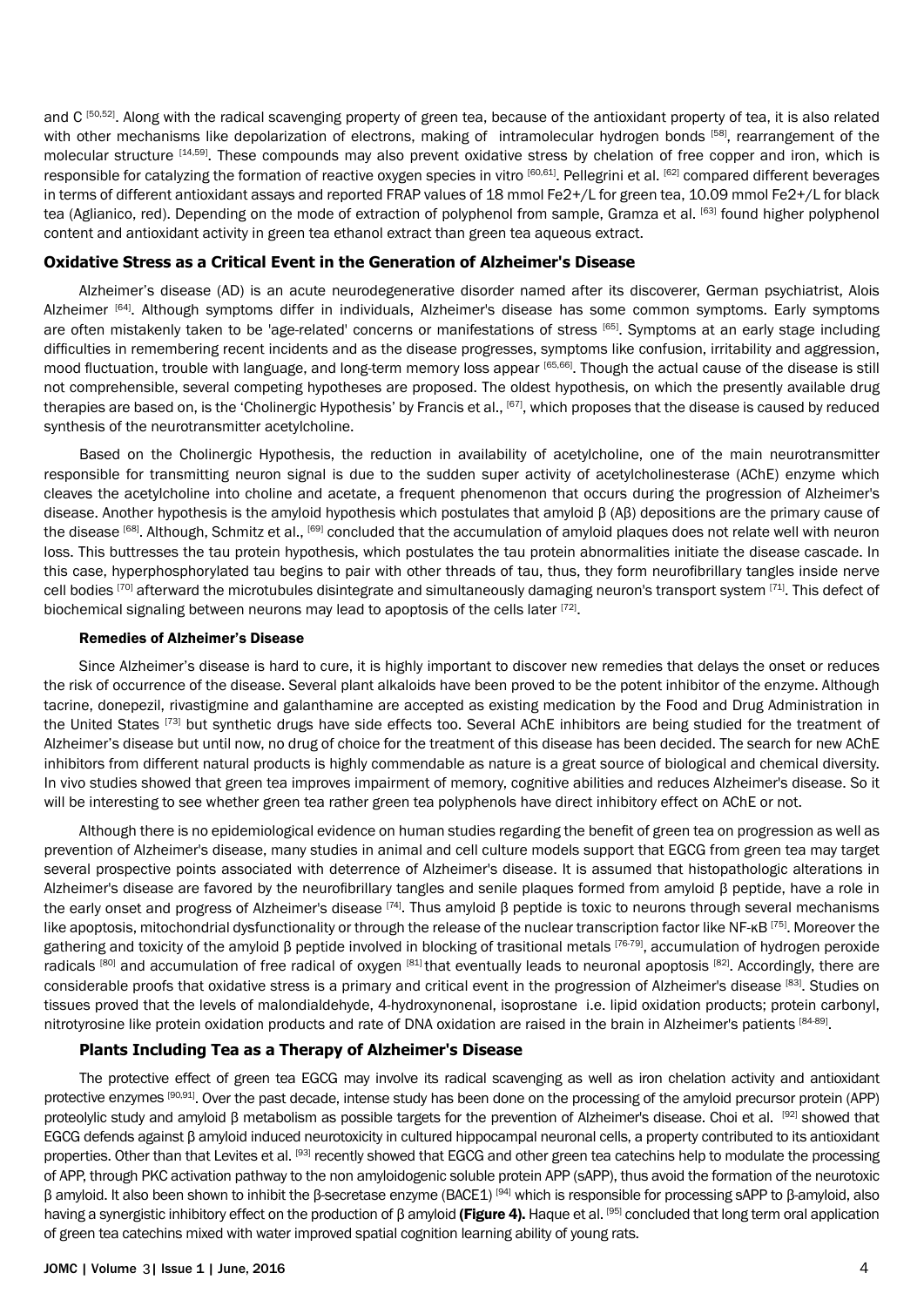and C [50,52]. Along with the radical scavenging property of green tea, because of the antioxidant property of tea, it is also related with other mechanisms like depolarization of electrons, making of intramolecular hydrogen bonds [58], rearrangement of the molecular structure [14,59]. These compounds may also prevent oxidative stress by chelation of free copper and iron, which is responsible for catalyzing the formation of reactive oxygen species in vitro [60,61]. Pellegrini et al. [62] compared different beverages in terms of different antioxidant assays and reported FRAP values of 18 mmol Fe2+/L for green tea, 10.09 mmol Fe2+/L for black tea (Aglianico, red). Depending on the mode of extraction of polyphenol from sample, Gramza et al. [63] found higher polyphenol content and antioxidant activity in green tea ethanol extract than green tea aqueous extract.

## Oxidative Stress as a Critical Event in the Generation of Alzheimer's Disease

Alzheimer's disease (AD) is an acute neurodegenerative disorder named after its discoverer, German psychiatrist, Alois Alzheimer [64]. Although symptoms differ in individuals, Alzheimer's disease has some common symptoms. Early symptoms are often mistakenly taken to be 'age-related' concerns or manifestations of stress [65]. Symptoms at an early stage including difficulties in remembering recent incidents and as the disease progresses, symptoms like confusion, irritability and aggression, mood fluctuation, trouble with language, and long-term memory loss appear [65,66]. Though the actual cause of the disease is still not comprehensible, several competing hypotheses are proposed. The oldest hypothesis, on which the presently available drug therapies are based on, is the 'Cholinergic Hypothesis' by Francis et al., [67], which proposes that the disease is caused by reduced synthesis of the neurotransmitter acetylcholine.

Based on the Cholinergic Hypothesis, the reduction in availability of acetylcholine, one of the main neurotransmitter responsible for transmitting neuron signal is due to the sudden super activity of acetylcholinesterase (AChE) enzyme which cleaves the acetylcholine into choline and acetate, a frequent phenomenon that occurs during the progression of Alzheimer's disease. Another hypothesis is the amyloid hypothesis which postulates that amyloid β (Aβ) depositions are the primary cause of the disease [68]. Although, Schmitz et al., [69] concluded that the accumulation of amyloid plaques does not relate well with neuron loss. This buttresses the tau protein hypothesis, which postulates the tau protein abnormalities initiate the disease cascade. In this case, hyperphosphorylated tau begins to pair with other threads of tau, thus, they form neurofibrillary tangles inside nerve cell bodies [70] afterward the microtubules disintegrate and simultaneously damaging neuron's transport system [71]. This defect of biochemical signaling between neurons may lead to apoptosis of the cells later [72].

### Remedies of Alzheimer's Disease

Since Alzheimer's disease is hard to cure, it is highly important to discover new remedies that delays the onset or reduces the risk of occurrence of the disease. Several plant alkaloids have been proved to be the potent inhibitor of the enzyme. Although tacrine, donepezil, rivastigmine and galanthamine are accepted as existing medication by the Food and Drug Administration in the United States [73] but synthetic drugs have side effects too. Several AChE inhibitors are being studied for the treatment of Alzheimer's disease but until now, no drug of choice for the treatment of this disease has been decided. The search for new AChE inhibitors from different natural products is highly commendable as nature is a great source of biological and chemical diversity. In vivo studies showed that green tea improves impairment of memory, cognitive abilities and reduces Alzheimer's disease. So it will be interesting to see whether green tea rather green tea polyphenols have direct inhibitory effect on AChE or not.

Although there is no epidemiological evidence on human studies regarding the benefit of green tea on progression as well as prevention of Alzheimer's disease, many studies in animal and cell culture models support that EGCG from green tea may target several prospective points associated with deterrence of Alzheimer's disease. It is assumed that histopathologic alterations in Alzheimer's disease are favored by the neurofibrillary tangles and senile plaques formed from amyloid β peptide, have a role in the early onset and progress of Alzheimer's disease [74]. Thus amyloid β peptide is toxic to neurons through several mechanisms like apoptosis, mitochondrial dysfunctionality or through the release of the nuclear transcription factor like NF-κB [75]. Moreover the gathering and toxicity of the amyloid β peptide involved in blocking of trasitional metals [76-79], accumulation of hydrogen peroxide radicals [80] and accumulation of free radical of oxygen [81] that eventually leads to neuronal apoptosis [82]. Accordingly, there are considerable proofs that oxidative stress is a primary and critical event in the progression of Alzheimer's disease [83]. Studies on tissues proved that the levels of malondialdehyde, 4-hydroxynonenal, isoprostane i.e. lipid oxidation products; protein carbonyl, nitrotyrosine like protein oxidation products and rate of DNA oxidation are raised in the brain in Alzheimer's patients [84-89].

### Plants Including Tea as a Therapy of Alzheimer's Disease

The protective effect of green tea EGCG may involve its radical scavenging as well as iron chelation activity and antioxidant protective enzymes [90,91]. Over the past decade, intense study has been done on the processing of the amyloid precursor protein (APP) proteolylic study and amyloid β metabolism as possible targets for the prevention of Alzheimer's disease. Choi et al. [92] showed that EGCG defends against β amyloid induced neurotoxicity in cultured hippocampal neuronal cells, a property contributed to its antioxidant properties. Other than that Levites et al. [93] recently showed that EGCG and other green tea catechins help to modulate the processing of APP, through PKC activation pathway to the non amyloidogenic soluble protein APP (sAPP), thus avoid the formation of the neurotoxic β amyloid. It also been shown to inhibit the β-secretase enzyme (BACE1) [94] which is responsible for processing sAPP to β-amyloid, also having a synergistic inhibitory effect on the production of β amyloid **(Figure 4).** Haque et al. [95] concluded that long term oral application of green tea catechins mixed with water improved spatial cognition learning ability of young rats.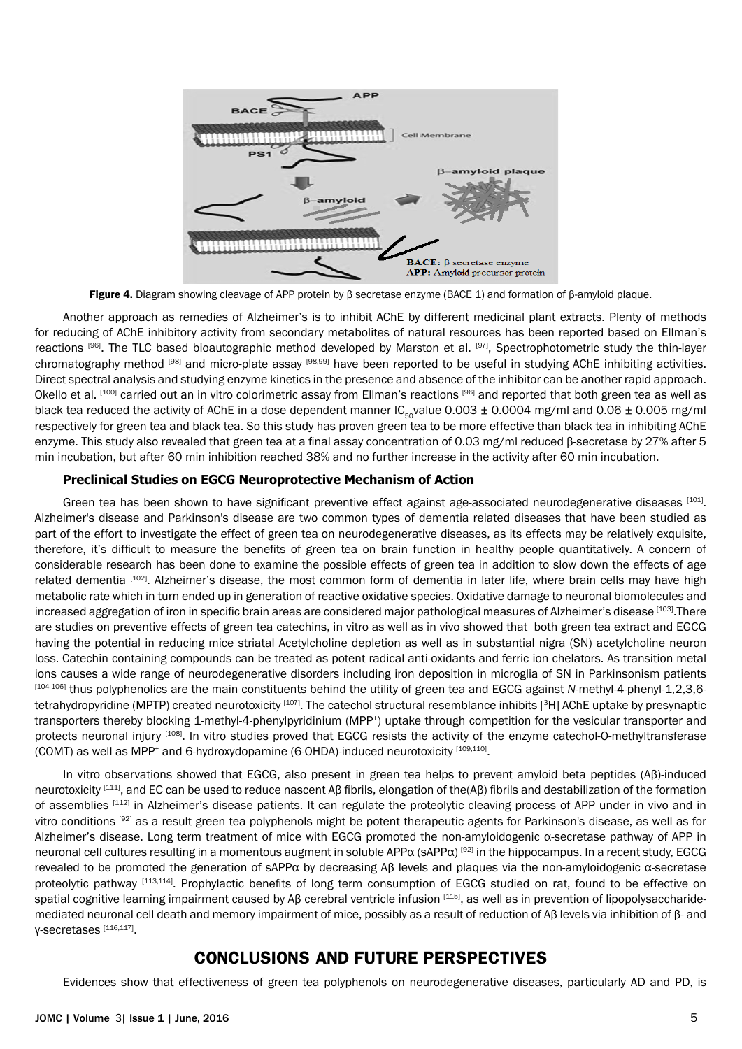Figure 4. Diagram showing cleavage of APP protein by β secretase enzyme (BACE 1) and formation of β-amyloid plaque.

Another approach as remedies of Alzheimer's is to inhibit AChE by different medicinal plant extracts. Plenty of methods for reducing of AChE inhibitory activity from secondary metabolites of natural resources has been reported based on Ellman's reactions [96]. The TLC based bioautographic method developed by Marston et al. [97], Spectrophotometric study the thin-layer chromatography method [98] and micro-plate assay [98,99] have been reported to be useful in studying AChE inhibiting activities. Direct spectral analysis and studying enzyme kinetics in the presence and absence of the inhibitor can be another rapid approach. Okello et al. [100] carried out an in vitro colorimetric assay from Ellman's reactions [96] and reported that both green tea as well as black tea reduced the activity of AChE in a dose dependent manner $IC_{50}$value 0.003 ± 0.0004 mg/ml and 0.06 ± 0.005 mg/ml respectively for green tea and black tea. So this study has proven green tea to be more effective than black tea in inhibiting AChE enzyme. This study also revealed that green tea at a final assay concentration of 0.03 mg/ml reduced β-secretase by 27% after 5 min incubation, but after 60 min inhibition reached 38% and no further increase in the activity after 60 min incubation.

### Preclinical Studies on EGCG Neuroprotective Mechanism of Action

Green tea has been shown to have significant preventive effect against age-associated neurodegenerative diseases [101]. Alzheimer's disease and Parkinson's disease are two common types of dementia related diseases that have been studied as part of the effort to investigate the effect of green tea on neurodegenerative diseases, as its effects may be relatively exquisite, therefore, it's difficult to measure the benefits of green tea on brain function in healthy people quantitatively. A concern of considerable research has been done to examine the possible effects of green tea in addition to slow down the effects of age related dementia [102]. Alzheimer's disease, the most common form of dementia in later life, where brain cells may have high metabolic rate which in turn ended up in generation of reactive oxidative species. Oxidative damage to neuronal biomolecules and increased aggregation of iron in specific brain areas are considered major pathological measures of Alzheimer's disease [103].There are studies on preventive effects of green tea catechins, in vitro as well as in vivo showed that both green tea extract and EGCG having the potential in reducing mice striatal Acetylcholine depletion as well as in substantial nigra (SN) acetylcholine neuron loss. Catechin containing compounds can be treated as potent radical anti-oxidants and ferric ion chelators. As transition metal ions causes a wide range of neurodegenerative disorders including iron deposition in microglia of SN in Parkinsonism patients [104-106] thus polyphenolics are the main constituents behind the utility of green tea and EGCG against *N*-methyl-4-phenyl-1,2,3,6-tetrahydropyridine (MPTP) created neurotoxicity [107]. The catechol structural resemblance inhibits [$^{3}$H] AChE uptake by presynaptic transporters thereby blocking 1-methyl-4-phenylpyridinium ($MPP^+$) uptake through competition for the vesicular transporter and protects neuronal injury [108]. In vitro studies proved that EGCG resists the activity of the enzyme catechol-O-methyltransferase (COMT) as well as $MPP^+$ and 6-hydroxydopamine (6-OHDA)-induced neurotoxicity [109,110].

In vitro observations showed that EGCG, also present in green tea helps to prevent amyloid beta peptides (Aβ)-induced neurotoxicity [111], and EC can be used to reduce nascent Aβ fibrils, elongation of the(Aβ) fibrils and destabilization of the formation of assemblies [112] in Alzheimer's disease patients. It can regulate the proteolytic cleaving process of APP under in vivo and in vitro conditions [92] as a result green tea polyphenols might be potent therapeutic agents for Parkinson's disease, as well as for Alzheimer's disease. Long term treatment of mice with EGCG promoted the non-amyloidogenic α-secretase pathway of APP in neuronal cell cultures resulting in a momentous augment in soluble APPα (sAPPα) [92] in the hippocampus. In a recent study, EGCG revealed to be promoted the generation of sAPPα by decreasing Aβ levels and plaques via the non-amyloidogenic α-secretase proteolytic pathway [113,114]. Prophylactic benefits of long term consumption of EGCG studied on rat, found to be effective on spatial cognitive learning impairment caused by Aβ cerebral ventricle infusion [115], as well as in prevention of lipopolysaccharide-mediated neuronal cell death and memory impairment of mice, possibly as a result of reduction of Aβ levels via inhibition of β- and γ-secretases [116,117].

## CONCLUSIONS AND FUTURE PERSPECTIVES

Evidences show that effectiveness of green tea polyphenols on neurodegenerative diseases, particularly AD and PD, is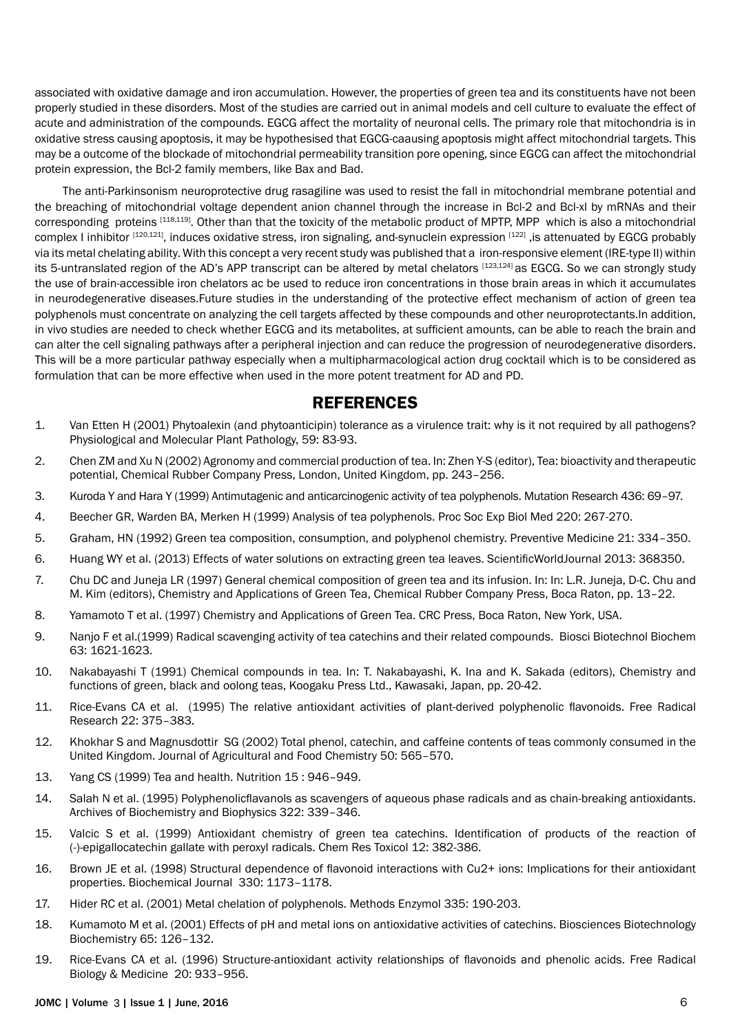associated with oxidative damage and iron accumulation. However, the properties of green tea and its constituents have not been properly studied in these disorders. Most of the studies are carried out in animal models and cell culture to evaluate the effect of acute and administration of the compounds. EGCG affect the mortality of neuronal cells. The primary role that mitochondria is in oxidative stress causing apoptosis, it may be hypothesised that EGCG-caausing apoptosis might affect mitochondrial targets. This may be a outcome of the blockade of mitochondrial permeability transition pore opening, since EGCG can affect the mitochondrial protein expression, the Bcl-2 family members, like Bax and Bad.

The anti-Parkinsonism neuroprotective drug rasagiline was used to resist the fall in mitochondrial membrane potential and the breaching of mitochondrial voltage dependent anion channel through the increase in Bcl-2 and Bcl-xl by mRNAs and their corresponding proteins [118,119]. Other than that the toxicity of the metabolic product of MPTP, MPP which is also a mitochondrial complex I inhibitor [120,121], induces oxidative stress, iron signaling, and-synuclein expression [122] ,is attenuated by EGCG probably via its metal chelating ability. With this concept a very recent study was published that a iron-responsive element (IRE-type II) within its 5-untranslated region of the AD's APP transcript can be altered by metal chelators [123,124] as EGCG. So we can strongly study the use of brain-accessible iron chelators ac be used to reduce iron concentrations in those brain areas in which it accumulates in neurodegenerative diseases.Future studies in the understanding of the protective effect mechanism of action of green tea polyphenols must concentrate on analyzing the cell targets affected by these compounds and other neuroprotectants.In addition, in vivo studies are needed to check whether EGCG and its metabolites, at sufficient amounts, can be able to reach the brain and can alter the cell signaling pathways after a peripheral injection and can reduce the progression of neurodegenerative disorders. This will be a more particular pathway especially when a multipharmacological action drug cocktail which is to be considered as formulation that can be more effective when used in the more potent treatment for AD and PD.

## REFERENCES

1. Van Etten H (2001) Phytoalexin (and phytoanticipin) tolerance as a virulence trait: why is it not required by all pathogens? Physiological and Molecular Plant Pathology, 59: 83-93.
2. Chen ZM and Xu N (2002) Agronomy and commercial production of tea. In: Zhen Y-S (editor), Tea: bioactivity and therapeutic potential, Chemical Rubber Company Press, London, United Kingdom, pp. 243–256.
3. Kuroda Y and Hara Y (1999) Antimutagenic and anticarcinogenic activity of tea polyphenols. Mutation Research 436: 69–97.
4. Beecher GR, Warden BA, Merken H (1999) Analysis of tea polyphenols. Proc Soc Exp Biol Med 220: 267-270.
5. Graham, HN (1992) Green tea composition, consumption, and polyphenol chemistry. Preventive Medicine 21: 334–350.
6. Huang WY et al. (2013) Effects of water solutions on extracting green tea leaves. ScientificWorldJournal 2013: 368350.
7. Chu DC and Juneja LR (1997) General chemical composition of green tea and its infusion. In: In: L.R. Juneja, D-C. Chu and M. Kim (editors), Chemistry and Applications of Green Tea, Chemical Rubber Company Press, Boca Raton, pp. 13–22.
8. Yamamoto T et al. (1997) Chemistry and Applications of Green Tea. CRC Press, Boca Raton, New York, USA.
9. Nanjo F et al.(1999) Radical scavenging activity of tea catechins and their related compounds. Biosci Biotechnol Biochem 63: 1621-1623.
10. Nakabayashi T (1991) Chemical compounds in tea. In: T. Nakabayashi, K. Ina and K. Sakada (editors), Chemistry and functions of green, black and oolong teas, Koogaku Press Ltd., Kawasaki, Japan, pp. 20-42.
11. Rice-Evans CA et al. (1995) The relative antioxidant activities of plant-derived polyphenolic flavonoids. Free Radical Research 22: 375–383.
12. Khokhar S and Magnusdottir SG (2002) Total phenol, catechin, and caffeine contents of teas commonly consumed in the United Kingdom. Journal of Agricultural and Food Chemistry 50: 565–570.
13. Yang CS (1999) Tea and health. Nutrition 15 : 946–949.
14. Salah N et al. (1995) Polyphenolicflavanols as scavengers of aqueous phase radicals and as chain-breaking antioxidants. Archives of Biochemistry and Biophysics 322: 339–346.
15. Valcic S et al. (1999) Antioxidant chemistry of green tea catechins. Identification of products of the reaction of (-)-epigallocatechin gallate with peroxyl radicals. Chem Res Toxicol 12: 382-386.
16. Brown JE et al. (1998) Structural dependence of flavonoid interactions with Cu2+ ions: Implications for their antioxidant properties. Biochemical Journal 330: 1173–1178.
17. Hider RC et al. (2001) Metal chelation of polyphenols. Methods Enzymol 335: 190-203.
18. Kumamoto M et al. (2001) Effects of pH and metal ions on antioxidative activities of catechins. Biosciences Biotechnology Biochemistry 65: 126–132.
19. Rice-Evans CA et al. (1996) Structure-antioxidant activity relationships of flavonoids and phenolic acids. Free Radical Biology & Medicine 20: 933–956.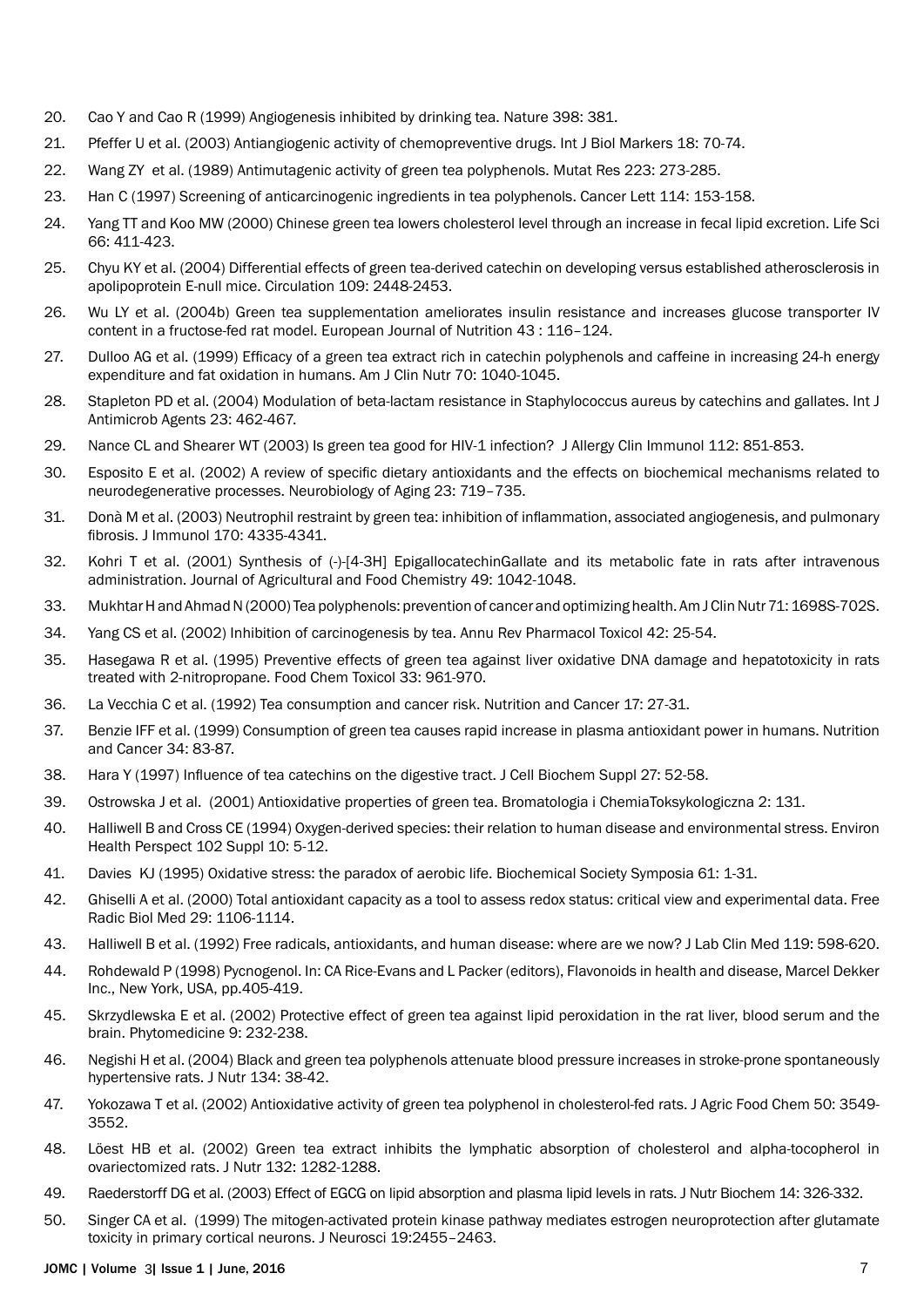20. Cao Y and Cao R (1999) Angiogenesis inhibited by drinking tea. Nature 398: 381.
21. Pfeffer U et al. (2003) Antiangiogenic activity of chemopreventive drugs. Int J Biol Markers 18: 70-74.
22. Wang ZY et al. (1989) Antimutagenic activity of green tea polyphenols. Mutat Res 223: 273-285.
23. Han C (1997) Screening of anticarcinogenic ingredients in tea polyphenols. Cancer Lett 114: 153-158.
24. Yang TT and Koo MW (2000) Chinese green tea lowers cholesterol level through an increase in fecal lipid excretion. Life Sci 66: 411-423.
25. Chyu KY et al. (2004) Differential effects of green tea-derived catechin on developing versus established atherosclerosis in apolipoprotein E-null mice. Circulation 109: 2448-2453.
26. Wu LY et al. (2004b) Green tea supplementation ameliorates insulin resistance and increases glucose transporter IV content in a fructose-fed rat model. European Journal of Nutrition 43 : 116–124.
27. Dulloo AG et al. (1999) Efficacy of a green tea extract rich in catechin polyphenols and caffeine in increasing 24-h energy expenditure and fat oxidation in humans. Am J Clin Nutr 70: 1040-1045.
28. Stapleton PD et al. (2004) Modulation of beta-lactam resistance in Staphylococcus aureus by catechins and gallates. Int J Antimicrob Agents 23: 462-467.
29. Nance CL and Shearer WT (2003) Is green tea good for HIV-1 infection? J Allergy Clin Immunol 112: 851-853.
30. Esposito E et al. (2002) A review of specific dietary antioxidants and the effects on biochemical mechanisms related to neurodegenerative processes. Neurobiology of Aging 23: 719–735.
31. Donà M et al. (2003) Neutrophil restraint by green tea: inhibition of inflammation, associated angiogenesis, and pulmonary fibrosis. J Immunol 170: 4335-4341.
32. Kohri T et al. (2001) Synthesis of (-)-[4-3H] EpigallocatechinGallate and its metabolic fate in rats after intravenous administration. Journal of Agricultural and Food Chemistry 49: 1042-1048.
33. Mukhtar H and Ahmad N (2000) Tea polyphenols: prevention of cancer and optimizing health. Am J Clin Nutr 71: 1698S-702S.
34. Yang CS et al. (2002) Inhibition of carcinogenesis by tea. Annu Rev Pharmacol Toxicol 42: 25-54.
35. Hasegawa R et al. (1995) Preventive effects of green tea against liver oxidative DNA damage and hepatotoxicity in rats treated with 2-nitropropane. Food Chem Toxicol 33: 961-970.
36. La Vecchia C et al. (1992) Tea consumption and cancer risk. Nutrition and Cancer 17: 27-31.
37. Benzie IFF et al. (1999) Consumption of green tea causes rapid increase in plasma antioxidant power in humans. Nutrition and Cancer 34: 83-87.
38. Hara Y (1997) Influence of tea catechins on the digestive tract. J Cell Biochem Suppl 27: 52-58.
39. Ostrowska J et al. (2001) Antioxidative properties of green tea. Bromatologia i ChemiaToksykologiczna 2: 131.
40. Halliwell B and Cross CE (1994) Oxygen-derived species: their relation to human disease and environmental stress. Environ Health Perspect 102 Suppl 10: 5-12.
41. Davies KJ (1995) Oxidative stress: the paradox of aerobic life. Biochemical Society Symposia 61: 1-31.
42. Ghiselli A et al. (2000) Total antioxidant capacity as a tool to assess redox status: critical view and experimental data. Free Radic Biol Med 29: 1106-1114.
43. Halliwell B et al. (1992) Free radicals, antioxidants, and human disease: where are we now? J Lab Clin Med 119: 598-620.
44. Rohdewald P (1998) Pycnogenol. In: CA Rice-Evans and L Packer (editors), Flavonoids in health and disease, Marcel Dekker Inc., New York, USA, pp.405-419.
45. Skrzydlewska E et al. (2002) Protective effect of green tea against lipid peroxidation in the rat liver, blood serum and the brain. Phytomedicine 9: 232-238.
46. Negishi H et al. (2004) Black and green tea polyphenols attenuate blood pressure increases in stroke-prone spontaneously hypertensive rats. J Nutr 134: 38-42.
47. Yokozawa T et al. (2002) Antioxidative activity of green tea polyphenol in cholesterol-fed rats. J Agric Food Chem 50: 3549-3552.
48. Löest HB et al. (2002) Green tea extract inhibits the lymphatic absorption of cholesterol and alpha-tocopherol in ovariectomized rats. J Nutr 132: 1282-1288.
49. Raederstorff DG et al. (2003) Effect of EGCG on lipid absorption and plasma lipid levels in rats. J Nutr Biochem 14: 326-332.
50. Singer CA et al. (1999) The mitogen-activated protein kinase pathway mediates estrogen neuroprotection after glutamate toxicity in primary cortical neurons. J Neurosci 19:2455–2463.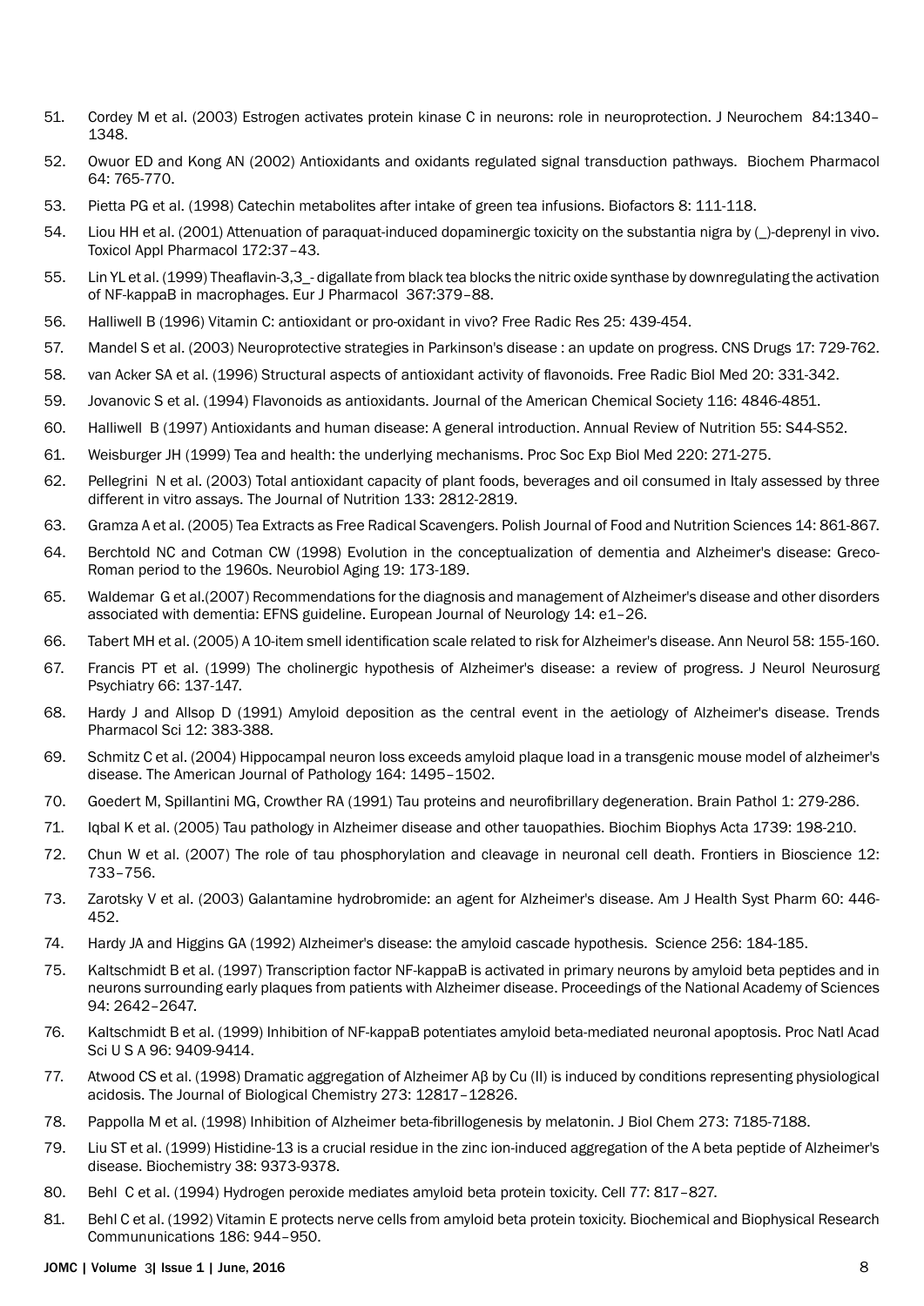51. Cordey M et al. (2003) Estrogen activates protein kinase C in neurons: role in neuroprotection. J Neurochem 84:1340–1348.

52. Owuor ED and Kong AN (2002) Antioxidants and oxidants regulated signal transduction pathways. Biochem Pharmacol 64: 765-770.

53. Pietta PG et al. (1998) Catechin metabolites after intake of green tea infusions. Biofactors 8: 111-118.

54. Liou HH et al. (2001) Attenuation of paraquat-induced dopaminergic toxicity on the substantia nigra by (_)-deprenyl in vivo. Toxicol Appl Pharmacol 172:37–43.

55. Lin YL et al. (1999) Theaflavin-3,3_- digallate from black tea blocks the nitric oxide synthase by downregulating the activation of NF-kappaB in macrophages. Eur J Pharmacol 367:379–88.

56. Halliwell B (1996) Vitamin C: antioxidant or pro-oxidant in vivo? Free Radic Res 25: 439-454.

57. Mandel S et al. (2003) Neuroprotective strategies in Parkinson's disease : an update on progress. CNS Drugs 17: 729-762.

58. van Acker SA et al. (1996) Structural aspects of antioxidant activity of flavonoids. Free Radic Biol Med 20: 331-342.

59. Jovanovic S et al. (1994) Flavonoids as antioxidants. Journal of the American Chemical Society 116: 4846-4851.

60. Halliwell B (1997) Antioxidants and human disease: A general introduction. Annual Review of Nutrition 55: S44-S52.

61. Weisburger JH (1999) Tea and health: the underlying mechanisms. Proc Soc Exp Biol Med 220: 271-275.

62. Pellegrini N et al. (2003) Total antioxidant capacity of plant foods, beverages and oil consumed in Italy assessed by three different in vitro assays. The Journal of Nutrition 133: 2812-2819.

63. Gramza A et al. (2005) Tea Extracts as Free Radical Scavengers. Polish Journal of Food and Nutrition Sciences 14: 861-867.

64. Berchtold NC and Cotman CW (1998) Evolution in the conceptualization of dementia and Alzheimer's disease: Greco-Roman period to the 1960s. Neurobiol Aging 19: 173-189.

65. Waldemar G et al.(2007) Recommendations for the diagnosis and management of Alzheimer's disease and other disorders associated with dementia: EFNS guideline. European Journal of Neurology 14: e1–26.

66. Tabert MH et al. (2005) A 10-item smell identification scale related to risk for Alzheimer's disease. Ann Neurol 58: 155-160.

67. Francis PT et al. (1999) The cholinergic hypothesis of Alzheimer's disease: a review of progress. J Neurol Neurosurg Psychiatry 66: 137-147.

68. Hardy J and Allsop D (1991) Amyloid deposition as the central event in the aetiology of Alzheimer's disease. Trends Pharmacol Sci 12: 383-388.

69. Schmitz C et al. (2004) Hippocampal neuron loss exceeds amyloid plaque load in a transgenic mouse model of alzheimer's disease. The American Journal of Pathology 164: 1495–1502.

70. Goedert M, Spillantini MG, Crowther RA (1991) Tau proteins and neurofibrillary degeneration. Brain Pathol 1: 279-286.

71. Iqbal K et al. (2005) Tau pathology in Alzheimer disease and other tauopathies. Biochim Biophys Acta 1739: 198-210.

72. Chun W et al. (2007) The role of tau phosphorylation and cleavage in neuronal cell death. Frontiers in Bioscience 12: 733–756.

73. Zarotsky V et al. (2003) Galantamine hydrobromide: an agent for Alzheimer's disease. Am J Health Syst Pharm 60: 446-452.

74. Hardy JA and Higgins GA (1992) Alzheimer's disease: the amyloid cascade hypothesis. Science 256: 184-185.

75. Kaltschmidt B et al. (1997) Transcription factor NF-kappaB is activated in primary neurons by amyloid beta peptides and in neurons surrounding early plaques from patients with Alzheimer disease. Proceedings of the National Academy of Sciences 94: 2642–2647.

76. Kaltschmidt B et al. (1999) Inhibition of NF-kappaB potentiates amyloid beta-mediated neuronal apoptosis. Proc Natl Acad Sci U S A 96: 9409-9414.

77. Atwood CS et al. (1998) Dramatic aggregation of Alzheimer Aβ by Cu (II) is induced by conditions representing physiological acidosis. The Journal of Biological Chemistry 273: 12817–12826.

78. Pappolla M et al. (1998) Inhibition of Alzheimer beta-fibrillogenesis by melatonin. J Biol Chem 273: 7185-7188.

79. Liu ST et al. (1999) Histidine-13 is a crucial residue in the zinc ion-induced aggregation of the A beta peptide of Alzheimer's disease. Biochemistry 38: 9373-9378.

80. Behl C et al. (1994) Hydrogen peroxide mediates amyloid beta protein toxicity. Cell 77: 817–827.

81. Behl C et al. (1992) Vitamin E protects nerve cells from amyloid beta protein toxicity. Biochemical and Biophysical Research Commununications 186: 944–950.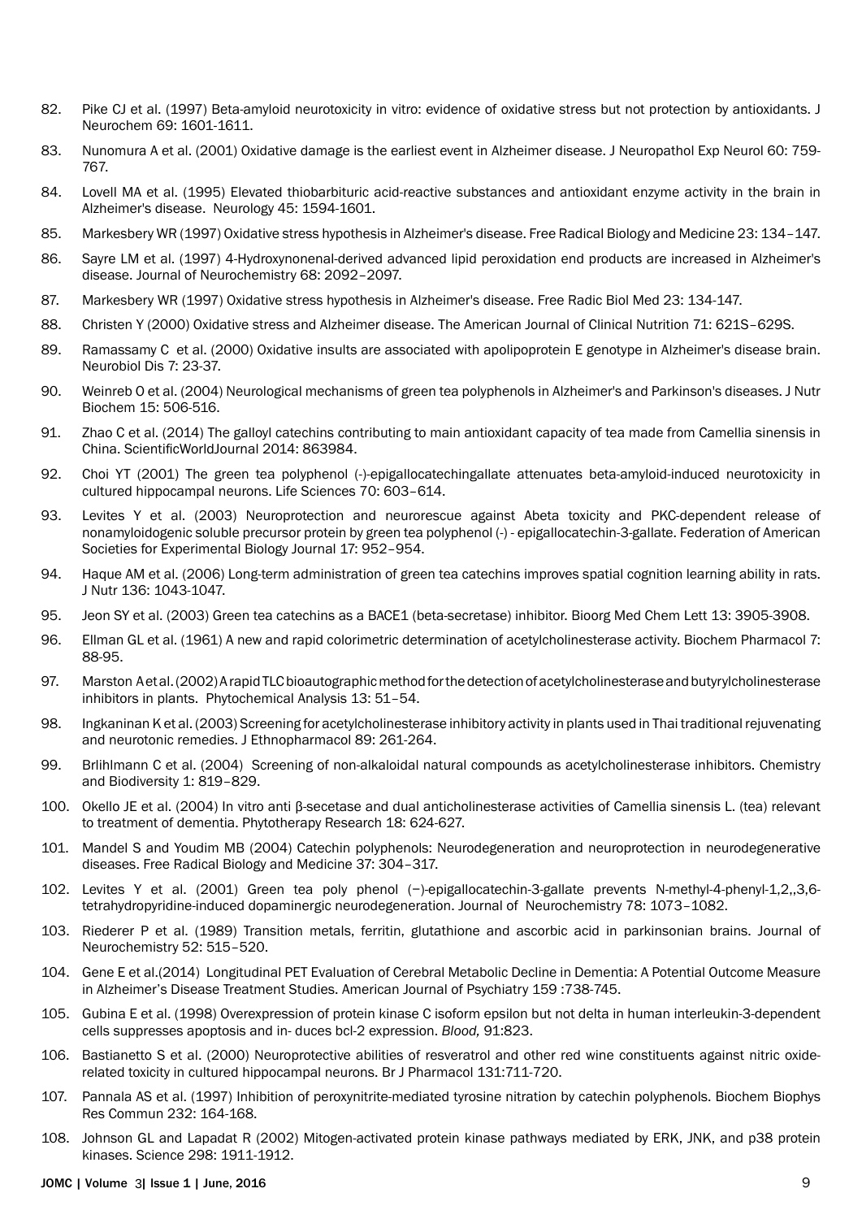82. Pike CJ et al. (1997) Beta-amyloid neurotoxicity in vitro: evidence of oxidative stress but not protection by antioxidants. J Neurochem 69: 1601-1611.

83. Nunomura A et al. (2001) Oxidative damage is the earliest event in Alzheimer disease. J Neuropathol Exp Neurol 60: 759-767.

84. Lovell MA et al. (1995) Elevated thiobarbituric acid-reactive substances and antioxidant enzyme activity in the brain in Alzheimer's disease. Neurology 45: 1594-1601.

85. Markesbery WR (1997) Oxidative stress hypothesis in Alzheimer's disease. Free Radical Biology and Medicine 23: 134–147.

86. Sayre LM et al. (1997) 4-Hydroxynonenal-derived advanced lipid peroxidation end products are increased in Alzheimer's disease. Journal of Neurochemistry 68: 2092–2097.

87. Markesbery WR (1997) Oxidative stress hypothesis in Alzheimer's disease. Free Radic Biol Med 23: 134-147.

88. Christen Y (2000) Oxidative stress and Alzheimer disease. The American Journal of Clinical Nutrition 71: 621S–629S.

89. Ramassamy C et al. (2000) Oxidative insults are associated with apolipoprotein E genotype in Alzheimer's disease brain. Neurobiol Dis 7: 23-37.

90. Weinreb O et al. (2004) Neurological mechanisms of green tea polyphenols in Alzheimer's and Parkinson's diseases. J Nutr Biochem 15: 506-516.

91. Zhao C et al. (2014) The galloyl catechins contributing to main antioxidant capacity of tea made from Camellia sinensis in China. ScientificWorldJournal 2014: 863984.

92. Choi YT (2001) The green tea polyphenol (-)-epigallocatechingallate attenuates beta-amyloid-induced neurotoxicity in cultured hippocampal neurons. Life Sciences 70: 603–614.

93. Levites Y et al. (2003) Neuroprotection and neurorescue against Abeta toxicity and PKC-dependent release of nonamyloidogenic soluble precursor protein by green tea polyphenol (-) - epigallocatechin-3-gallate. Federation of American Societies for Experimental Biology Journal 17: 952–954.

94. Haque AM et al. (2006) Long-term administration of green tea catechins improves spatial cognition learning ability in rats. J Nutr 136: 1043-1047.

95. Jeon SY et al. (2003) Green tea catechins as a BACE1 (beta-secretase) inhibitor. Bioorg Med Chem Lett 13: 3905-3908.

96. Ellman GL et al. (1961) A new and rapid colorimetric determination of acetylcholinesterase activity. Biochem Pharmacol 7: 88-95.

97. Marston A et al. (2002) A rapid TLC bioautographic method for the detection of acetylcholinesterase and butyrylcholinesterase inhibitors in plants. Phytochemical Analysis 13: 51–54.

98. Ingkaninan K et al. (2003) Screening for acetylcholinesterase inhibitory activity in plants used in Thai traditional rejuvenating and neurotonic remedies. J Ethnopharmacol 89: 261-264.

99. Brlihlmann C et al. (2004) Screening of non-alkaloidal natural compounds as acetylcholinesterase inhibitors. Chemistry and Biodiversity 1: 819–829.

100. Okello JE et al. (2004) In vitro anti β-secetase and dual anticholinesterase activities of Camellia sinensis L. (tea) relevant to treatment of dementia. Phytotherapy Research 18: 624-627.

101. Mandel S and Youdim MB (2004) Catechin polyphenols: Neurodegeneration and neuroprotection in neurodegenerative diseases. Free Radical Biology and Medicine 37: 304–317.

102. Levites Y et al. (2001) Green tea poly phenol (−)-epigallocatechin-3-gallate prevents N-methyl-4-phenyl-1,2,,3,6-tetrahydropyridine-induced dopaminergic neurodegeneration. Journal of Neurochemistry 78: 1073–1082.

103. Riederer P et al. (1989) Transition metals, ferritin, glutathione and ascorbic acid in parkinsonian brains. Journal of Neurochemistry 52: 515–520.

104. Gene E et al.(2014) Longitudinal PET Evaluation of Cerebral Metabolic Decline in Dementia: A Potential Outcome Measure in Alzheimer's Disease Treatment Studies. American Journal of Psychiatry 159 :738-745.

105. Gubina E et al. (1998) Overexpression of protein kinase C isoform epsilon but not delta in human interleukin-3-dependent cells suppresses apoptosis and in- duces bcl-2 expression. *Blood,* 91:823.

106. Bastianetto S et al. (2000) Neuroprotective abilities of resveratrol and other red wine constituents against nitric oxide-related toxicity in cultured hippocampal neurons. Br J Pharmacol 131:711-720.

107. Pannala AS et al. (1997) Inhibition of peroxynitrite-mediated tyrosine nitration by catechin polyphenols. Biochem Biophys Res Commun 232: 164-168.

108. Johnson GL and Lapadat R (2002) Mitogen-activated protein kinase pathways mediated by ERK, JNK, and p38 protein kinases. Science 298: 1911-1912.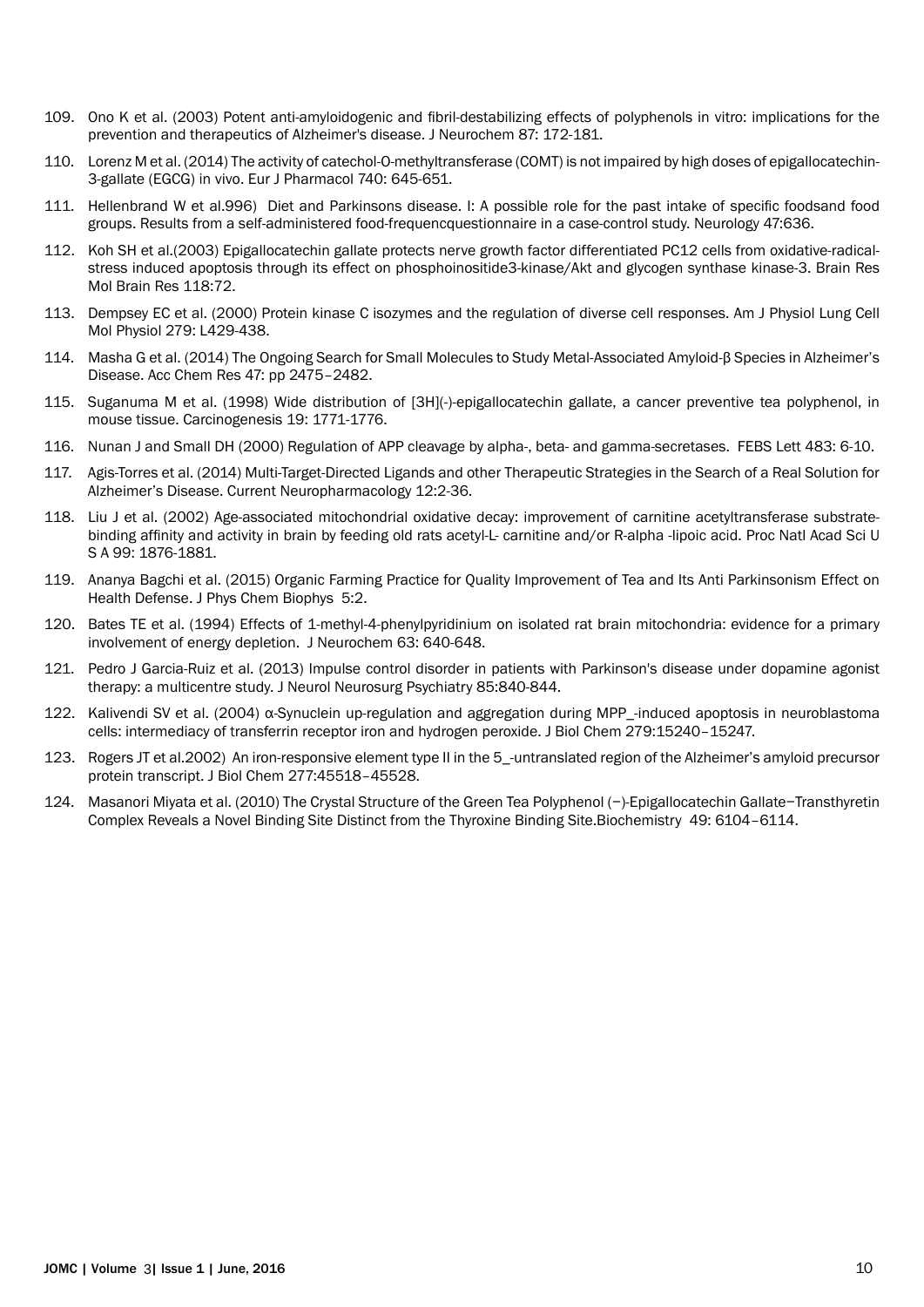109. Ono K et al. (2003) Potent anti-amyloidogenic and fibril-destabilizing effects of polyphenols in vitro: implications for the prevention and therapeutics of Alzheimer's disease. J Neurochem 87: 172-181.
110. Lorenz M et al. (2014) The activity of catechol-O-methyltransferase (COMT) is not impaired by high doses of epigallocatechin-3-gallate (EGCG) in vivo. Eur J Pharmacol 740: 645-651.
111. Hellenbrand W et al.996) Diet and Parkinsons disease. I: A possible role for the past intake of specific foodsand food groups. Results from a self-administered food-frequencquestionnaire in a case-control study. Neurology 47:636.
112. Koh SH et al.(2003) Epigallocatechin gallate protects nerve growth factor differentiated PC12 cells from oxidative-radical-stress induced apoptosis through its effect on phosphoinositide3-kinase/Akt and glycogen synthase kinase-3. Brain Res Mol Brain Res 118:72.
113. Dempsey EC et al. (2000) Protein kinase C isozymes and the regulation of diverse cell responses. Am J Physiol Lung Cell Mol Physiol 279: L429-438.
114. Masha G et al. (2014) The Ongoing Search for Small Molecules to Study Metal-Associated Amyloid-β Species in Alzheimer's Disease. Acc Chem Res 47: pp 2475–2482.
115. Suganuma M et al. (1998) Wide distribution of [3H](-)-epigallocatechin gallate, a cancer preventive tea polyphenol, in mouse tissue. Carcinogenesis 19: 1771-1776.
116. Nunan J and Small DH (2000) Regulation of APP cleavage by alpha-, beta- and gamma-secretases. FEBS Lett 483: 6-10.
117. Agis-Torres et al. (2014) Multi-Target-Directed Ligands and other Therapeutic Strategies in the Search of a Real Solution for Alzheimer's Disease. Current Neuropharmacology 12:2-36.
118. Liu J et al. (2002) Age-associated mitochondrial oxidative decay: improvement of carnitine acetyltransferase substrate-binding affinity and activity in brain by feeding old rats acetyl-L- carnitine and/or R-alpha -lipoic acid. Proc Natl Acad Sci U S A 99: 1876-1881.
119. Ananya Bagchi et al. (2015) Organic Farming Practice for Quality Improvement of Tea and Its Anti Parkinsonism Effect on Health Defense. J Phys Chem Biophys 5:2.
120. Bates TE et al. (1994) Effects of 1-methyl-4-phenylpyridinium on isolated rat brain mitochondria: evidence for a primary involvement of energy depletion. J Neurochem 63: 640-648.
121. Pedro J Garcia-Ruiz et al. (2013) Impulse control disorder in patients with Parkinson's disease under dopamine agonist therapy: a multicentre study. J Neurol Neurosurg Psychiatry 85:840-844.
122. Kalivendi SV et al. (2004) α-Synuclein up-regulation and aggregation during MPP_-induced apoptosis in neuroblastoma cells: intermediacy of transferrin receptor iron and hydrogen peroxide. J Biol Chem 279:15240–15247.
123. Rogers JT et al.2002) An iron-responsive element type II in the 5_-untranslated region of the Alzheimer's amyloid precursor protein transcript. J Biol Chem 277:45518–45528.
124. Masanori Miyata et al. (2010) The Crystal Structure of the Green Tea Polyphenol (−)-Epigallocatechin Gallate−Transthyretin Complex Reveals a Novel Binding Site Distinct from the Thyroxine Binding Site.Biochemistry 49: 6104–6114.